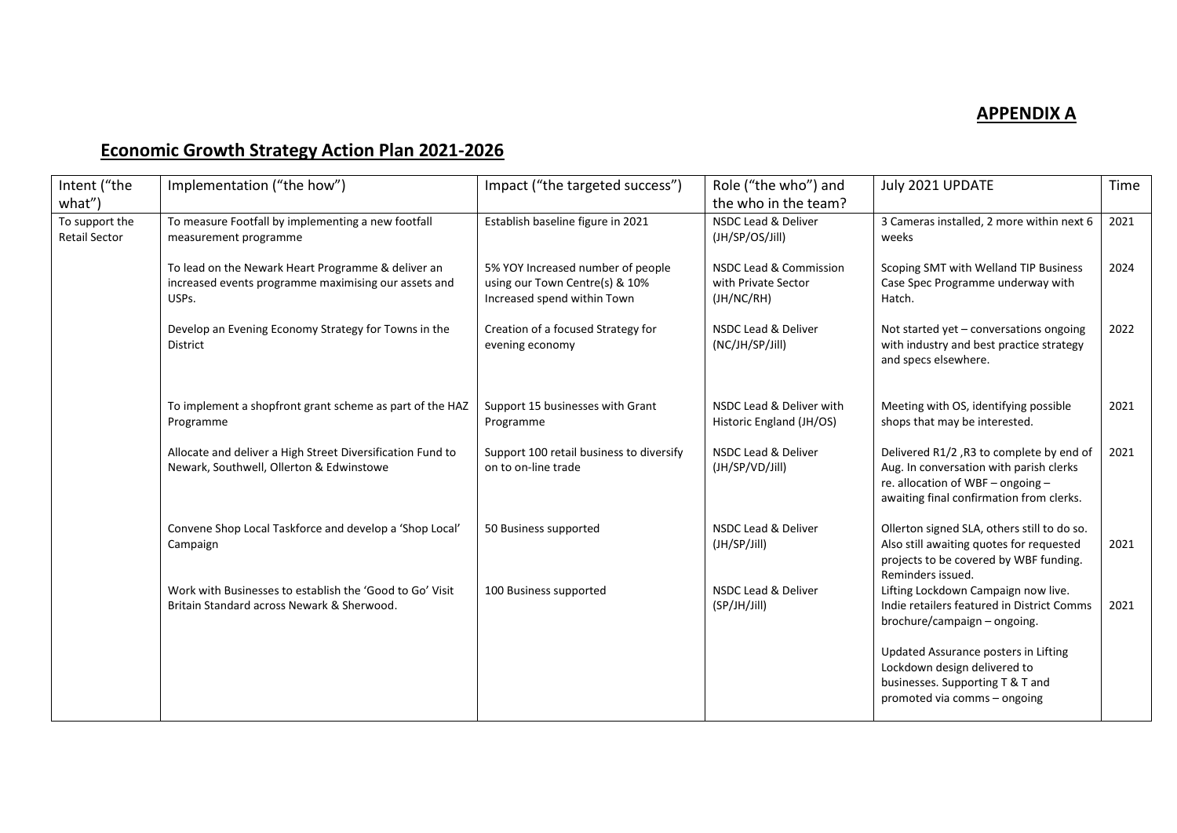## APPENDIX A

## Economic Growth Strategy Action Plan 2021-2026

| Intent ("the what") | Implementation ("the how") | Impact ("the targeted success") | Role ("the who") and the who in the team? | July 2021 UPDATE | Time |
|---|---|---|---|---|---|
| To support the Retail Sector | To measure Footfall by implementing a new footfall measurement programme | Establish baseline figure in 2021 | NSDC Lead & Deliver (JH/SP/OS/Jill) | 3 Cameras installed, 2 more within next 6 weeks | 2021 |
| | To lead on the Newark Heart Programme & deliver an increased events programme maximising our assets and USPs. | 5% YOY Increased number of people using our Town Centre(s) & 10% Increased spend within Town | NSDC Lead & Commission with Private Sector (JH/NC/RH) | Scoping SMT with Welland TIP Business Case Spec Programme underway with Hatch. | 2024 |
| | Develop an Evening Economy Strategy for Towns in the District | Creation of a focused Strategy for evening economy | NSDC Lead & Deliver (NC/JH/SP/Jill) | Not started yet – conversations ongoing with industry and best practice strategy and specs elsewhere. | 2022 |
| | To implement a shopfront grant scheme as part of the HAZ Programme | Support 15 businesses with Grant Programme | NSDC Lead & Deliver with Historic England (JH/OS) | Meeting with OS, identifying possible shops that may be interested. | 2021 |
| | Allocate and deliver a High Street Diversification Fund to Newark, Southwell, Ollerton & Edwinstowe | Support 100 retail business to diversify on to on-line trade | NSDC Lead & Deliver (JH/SP/VD/Jill) | Delivered R1/2 ,R3 to complete by end of Aug. In conversation with parish clerks re. allocation of WBF – ongoing – awaiting final confirmation from clerks. | 2021 |
| | Convene Shop Local Taskforce and develop a 'Shop Local' Campaign | 50 Business supported | NSDC Lead & Deliver (JH/SP/Jill) | Ollerton signed SLA, others still to do so. Also still awaiting quotes for requested projects to be covered by WBF funding. Reminders issued. | 2021 |
| | Work with Businesses to establish the 'Good to Go' Visit Britain Standard across Newark & Sherwood. | 100 Business supported | NSDC Lead & Deliver (SP/JH/Jill) | Lifting Lockdown Campaign now live. Indie retailers featured in District Comms brochure/campaign – ongoing.<br><br>Updated Assurance posters in Lifting Lockdown design delivered to businesses. Supporting T & T and promoted via comms – ongoing | 2021 |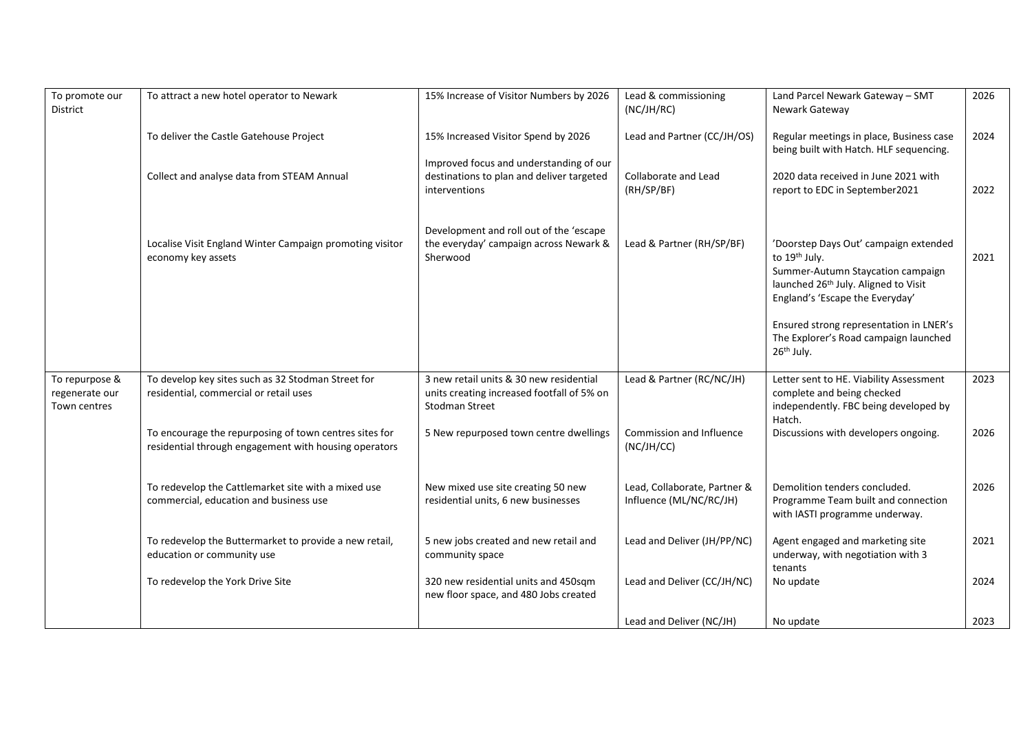| To promote our District | To attract a new hotel operator to Newark | 15% Increase of Visitor Numbers by 2026 | Lead & commissioning (NC/JH/RC) | Land Parcel Newark Gateway – SMT Newark Gateway | 2026 |
|---|---|---|---|---|---|
| | To deliver the Castle Gatehouse Project | 15% Increased Visitor Spend by 2026 | Lead and Partner (CC/JH/OS) | Regular meetings in place, Business case being built with Hatch. HLF sequencing. | 2024 |
| | Collect and analyse data from STEAM Annual | Improved focus and understanding of our destinations to plan and deliver targeted interventions | Collaborate and Lead (RH/SP/BF) | 2020 data received in June 2021 with report to EDC in September2021 | 2022 |
| | Localise Visit England Winter Campaign promoting visitor economy key assets | Development and roll out of the 'escape the everyday' campaign across Newark & Sherwood | Lead & Partner (RH/SP/BF) | 'Doorstep Days Out' campaign extended to 19th July.<br>Summer-Autumn Staycation campaign launched 26th July. Aligned to Visit England's 'Escape the Everyday'<br><br>Ensured strong representation in LNER's The Explorer's Road campaign launched 26th July. | 2021 |
| To repurpose & regenerate our Town centres | To develop key sites such as 32 Stodman Street for residential, commercial or retail uses | 3 new retail units & 30 new residential units creating increased footfall of 5% on Stodman Street | Lead & Partner (RC/NC/JH) | Letter sent to HE. Viability Assessment complete and being checked independently. FBC being developed by Hatch. | 2023 |
| | To encourage the repurposing of town centres sites for residential through engagement with housing operators | 5 New repurposed town centre dwellings | Commission and Influence (NC/JH/CC) | Discussions with developers ongoing. | 2026 |
| | To redevelop the Cattlemarket site with a mixed use commercial, education and business use | New mixed use site creating 50 new residential units, 6 new businesses | Lead, Collaborate, Partner & Influence (ML/NC/RC/JH) | Demolition tenders concluded. Programme Team built and connection with IASTI programme underway. | 2026 |
| | To redevelop the Buttermarket to provide a new retail, education or community use | 5 new jobs created and new retail and community space | Lead and Deliver (JH/PP/NC) | Agent engaged and marketing site underway, with negotiation with 3 tenants | 2021 |
| | To redevelop the York Drive Site | 320 new residential units and 450sqm new floor space, and 480 Jobs created | Lead and Deliver (CC/JH/NC) | No update | 2024 |
| | | | Lead and Deliver (NC/JH) | No update | 2023 |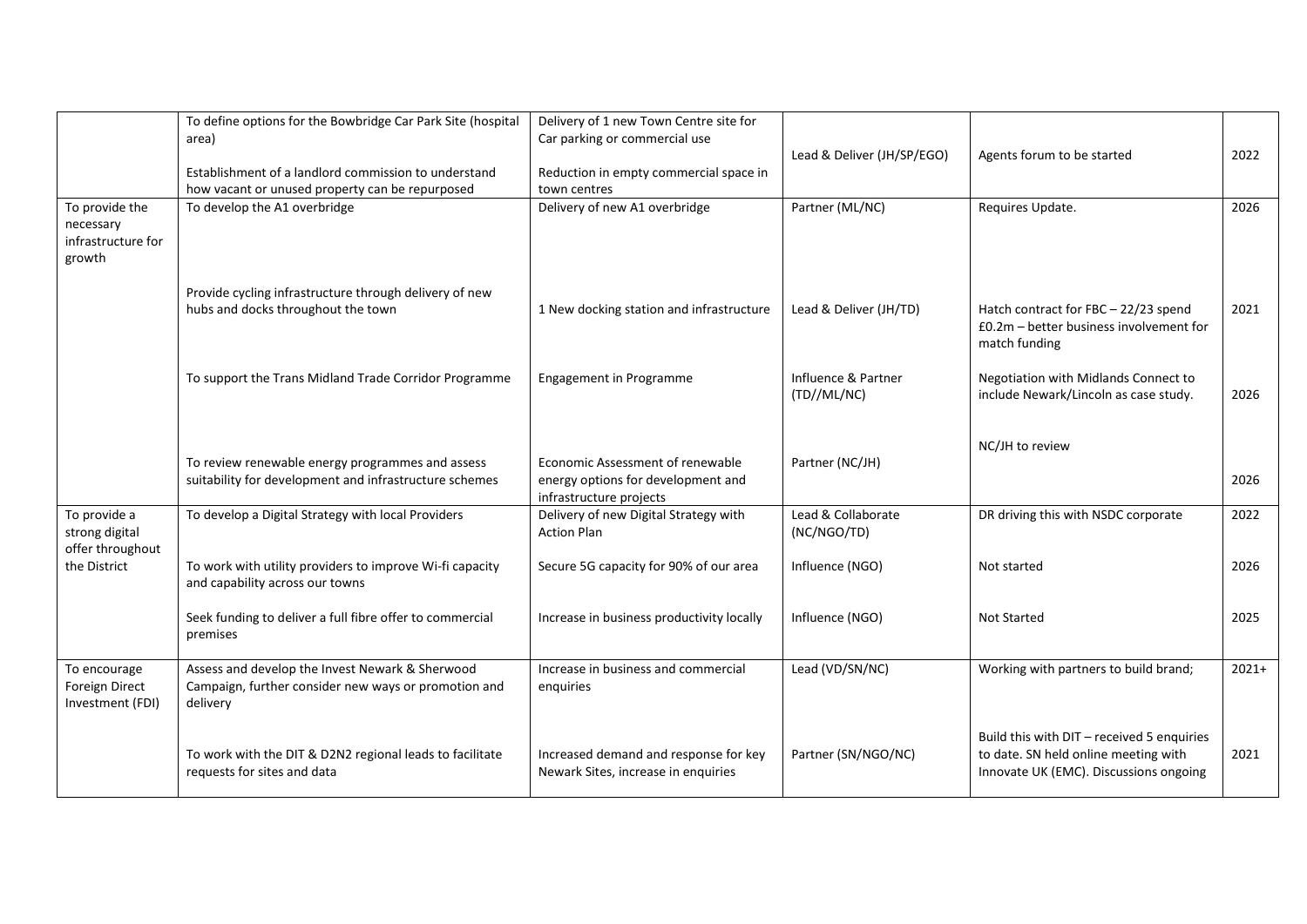| | | | | | |
|---|---|---|---|---|---|
| | To define options for the Bowbridge Car Park Site (hospital area)<br><br>Establishment of a landlord commission to understand how vacant or unused property can be repurposed | Delivery of 1 new Town Centre site for Car parking or commercial use<br><br>Reduction in empty commercial space in town centres | Lead & Deliver (JH/SP/EGO) | Agents forum to be started | 2022 |
| To provide the necessary infrastructure for growth | To develop the A1 overbridge | Delivery of new A1 overbridge | Partner (ML/NC) | Requires Update. | 2026 |
| | Provide cycling infrastructure through delivery of new hubs and docks throughout the town | 1 New docking station and infrastructure | Lead & Deliver (JH/TD) | Hatch contract for FBC – 22/23 spend £0.2m – better business involvement for match funding | 2021 |
| | To support the Trans Midland Trade Corridor Programme | Engagement in Programme | Influence & Partner (TD//ML/NC) | Negotiation with Midlands Connect to include Newark/Lincoln as case study. | 2026 |
| | To review renewable energy programmes and assess suitability for development and infrastructure schemes | Economic Assessment of renewable energy options for development and infrastructure projects | Partner (NC/JH) | NC/JH to review | 2026 |
| To provide a strong digital offer throughout the District | To develop a Digital Strategy with local Providers | Delivery of new Digital Strategy with Action Plan | Lead & Collaborate (NC/NGO/TD) | DR driving this with NSDC corporate | 2022 |
| | To work with utility providers to improve Wi-fi capacity and capability across our towns | Secure 5G capacity for 90% of our area | Influence (NGO) | Not started | 2026 |
| | Seek funding to deliver a full fibre offer to commercial premises | Increase in business productivity locally | Influence (NGO) | Not Started | 2025 |
| To encourage Foreign Direct Investment (FDI) | Assess and develop the Invest Newark & Sherwood Campaign, further consider new ways or promotion and delivery | Increase in business and commercial enquiries | Lead (VD/SN/NC) | Working with partners to build brand; | 2021+ |
| | To work with the DIT & D2N2 regional leads to facilitate requests for sites and data | Increased demand and response for key Newark Sites, increase in enquiries | Partner (SN/NGO/NC) | Build this with DIT – received 5 enquiries to date. SN held online meeting with Innovate UK (EMC). Discussions ongoing | 2021 |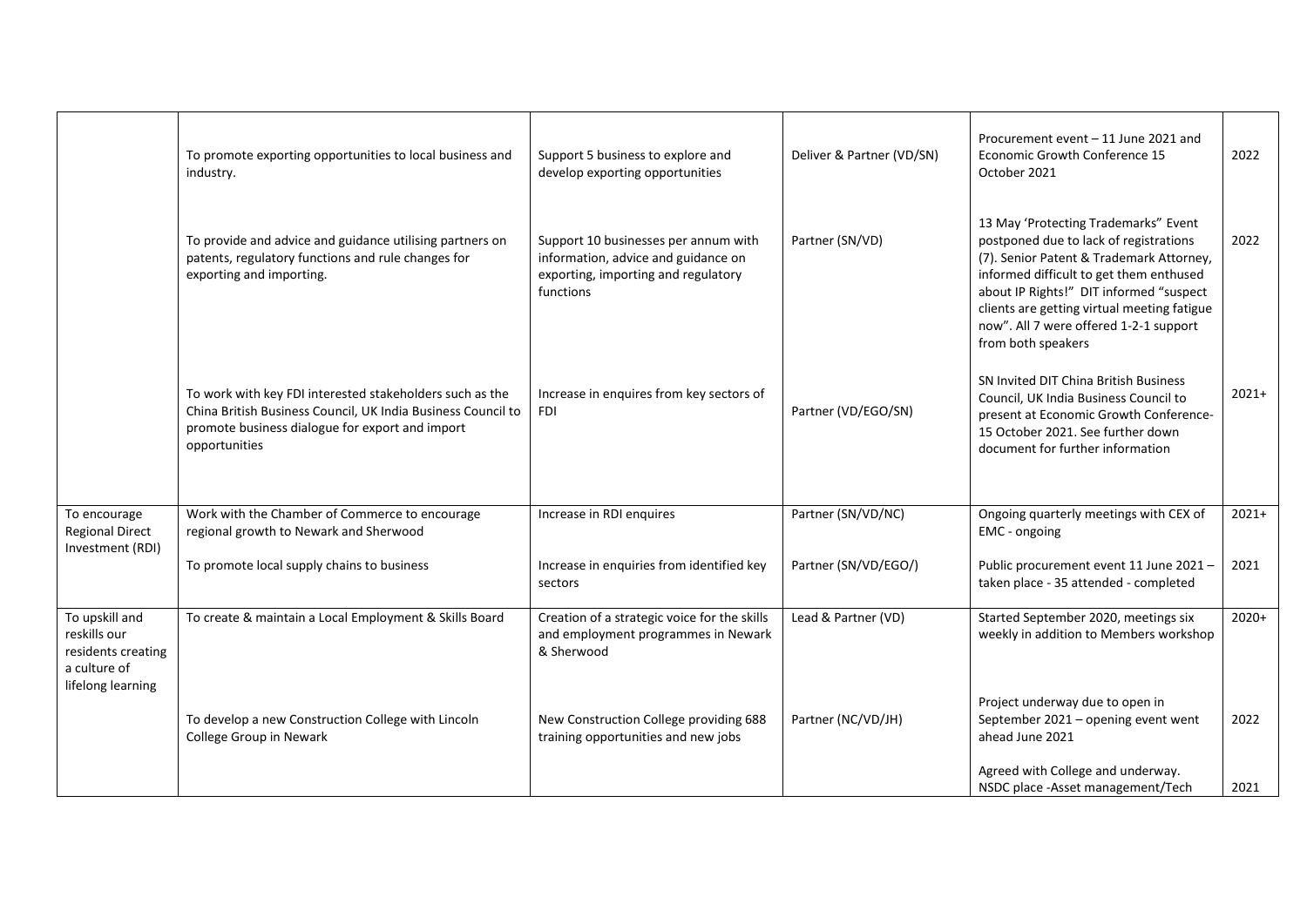| | | | | | |
|---|---|---|---|---|---|
| | To promote exporting opportunities to local business and industry. | Support 5 business to explore and develop exporting opportunities | Deliver & Partner (VD/SN) | Procurement event – 11 June 2021 and Economic Growth Conference 15 October 2021 | 2022 |
| | To provide and advice and guidance utilising partners on patents, regulatory functions and rule changes for exporting and importing. | Support 10 businesses per annum with information, advice and guidance on exporting, importing and regulatory functions | Partner (SN/VD) | 13 May 'Protecting Trademarks" Event postponed due to lack of registrations (7). Senior Patent & Trademark Attorney, informed difficult to get them enthused about IP Rights!" DIT informed "suspect clients are getting virtual meeting fatigue now". All 7 were offered 1-2-1 support from both speakers | 2022 |
| | To work with key FDI interested stakeholders such as the China British Business Council, UK India Business Council to promote business dialogue for export and import opportunities | Increase in enquires from key sectors of FDI | Partner (VD/EGO/SN) | SN Invited DIT China British Business Council, UK India Business Council to present at Economic Growth Conference-15 October 2021. See further down document for further information | 2021+ |
| To encourage Regional Direct Investment (RDI) | Work with the Chamber of Commerce to encourage regional growth to Newark and Sherwood | Increase in RDI enquires | Partner (SN/VD/NC) | Ongoing quarterly meetings with CEX of EMC - ongoing | 2021+ |
| | To promote local supply chains to business | Increase in enquiries from identified key sectors | Partner (SN/VD/EGO/) | Public procurement event 11 June 2021 – taken place - 35 attended - completed | 2021 |
| To upskill and reskills our residents creating a culture of lifelong learning | To create & maintain a Local Employment & Skills Board | Creation of a strategic voice for the skills and employment programmes in Newark & Sherwood | Lead & Partner (VD) | Started September 2020, meetings six weekly in addition to Members workshop | 2020+ |
| | To develop a new Construction College with Lincoln College Group in Newark | New Construction College providing 688 training opportunities and new jobs | Partner (NC/VD/JH) | Project underway due to open in September 2021 – opening event went ahead June 2021 | 2022 |
| | | | | Agreed with College and underway. NSDC place -Asset management/Tech | 2021 |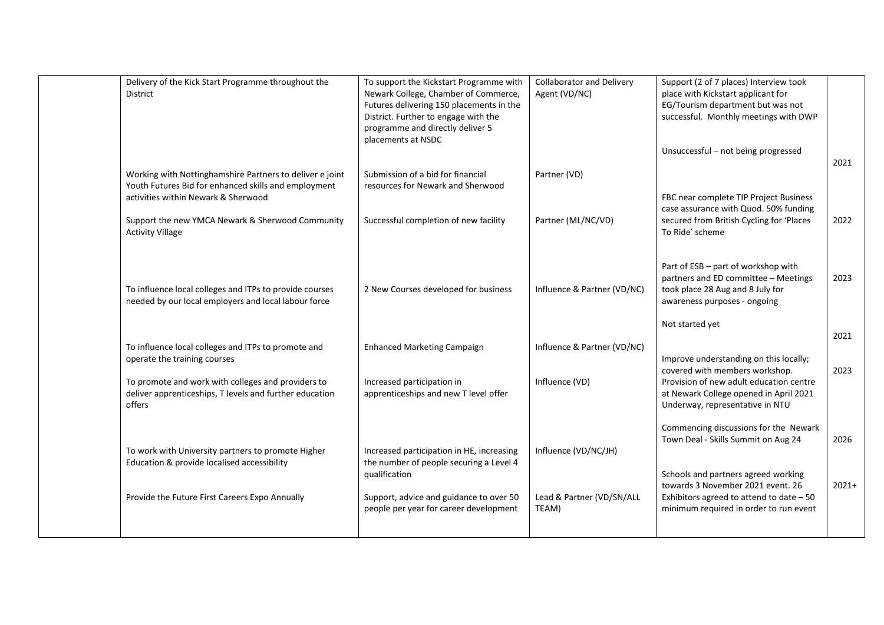| | Action | Outcome | Role | Progress | Date |
|---|---|---|---|---|---|
| | Delivery of the Kick Start Programme throughout the District | To support the Kickstart Programme with Newark College, Chamber of Commerce, Futures delivering 150 placements in the District. Further to engage with the programme and directly deliver 5 placements at NSDC | Collaborator and Delivery Agent (VD/NC) | Support (2 of 7 places) Interview took place with Kickstart applicant for EG/Tourism department but was not successful. Monthly meetings with DWP | |
| | Working with Nottinghamshire Partners to deliver e joint Youth Futures Bid for enhanced skills and employment activities within Newark & Sherwood | Submission of a bid for financial resources for Newark and Sherwood | Partner (VD) | Unsuccessful – not being progressed | 2021 |
| | Support the new YMCA Newark & Sherwood Community Activity Village | Successful completion of new facility | Partner (ML/NC/VD) | FBC near complete TIP Project Business case assurance with Quod. 50% funding secured from British Cycling for 'Places To Ride' scheme | 2022 |
| | To influence local colleges and ITPs to provide courses needed by our local employers and local labour force | 2 New Courses developed for business | Influence & Partner (VD/NC) | Part of ESB – part of workshop with partners and ED committee – Meetings took place 28 Aug and 8 July for awareness purposes - ongoing | 2023 |
| | To influence local colleges and ITPs to promote and operate the training courses | Enhanced Marketing Campaign | Influence & Partner (VD/NC) | Not started yet | 2021 |
| | To promote and work with colleges and providers to deliver apprenticeships, T levels and further education offers | Increased participation in apprenticeships and new T level offer | Influence (VD) | Improve understanding on this locally; covered with members workshop. Provision of new adult education centre at Newark College opened in April 2021 | 2023 |
| | To work with University partners to promote Higher Education & provide localised accessibility | Increased participation in HE, increasing the number of people securing a Level 4 qualification | Influence (VD/NC/JH) | Underway, representative in NTU<br><br>Commencing discussions for the Newark Town Deal - Skills Summit on Aug 24 | 2026 |
| | Provide the Future First Careers Expo Annually | Support, advice and guidance to over 50 people per year for career development | Lead & Partner (VD/SN/ALL TEAM) | Schools and partners agreed working towards 3 November 2021 event. 26 Exhibitors agreed to attend to date – 50 minimum required in order to run event | 2021+ |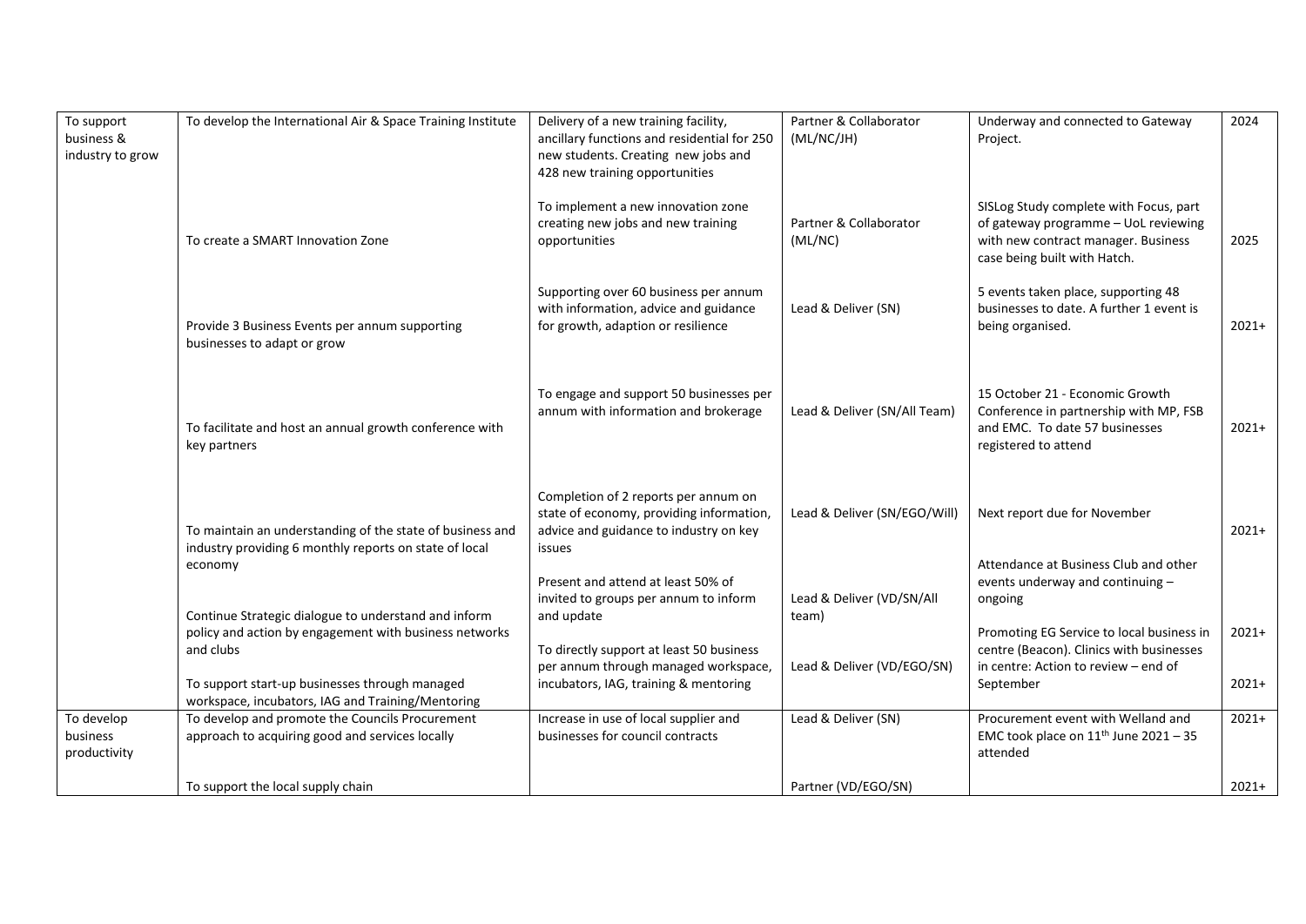| | | | | | |
|---|---|---|---|---|---|
| To support business & industry to grow | To develop the International Air & Space Training Institute | Delivery of a new training facility, ancillary functions and residential for 250 new students. Creating new jobs and 428 new training opportunities | Partner & Collaborator (ML/NC/JH) | Underway and connected to Gateway Project. | 2024 |
| | To create a SMART Innovation Zone | To implement a new innovation zone creating new jobs and new training opportunities | Partner & Collaborator (ML/NC) | SISLog Study complete with Focus, part of gateway programme – UoL reviewing with new contract manager. Business case being built with Hatch. | 2025 |
| | Provide 3 Business Events per annum supporting businesses to adapt or grow | Supporting over 60 business per annum with information, advice and guidance for growth, adaption or resilience | Lead & Deliver (SN) | 5 events taken place, supporting 48 businesses to date. A further 1 event is being organised. | 2021+ |
| | To facilitate and host an annual growth conference with key partners | To engage and support 50 businesses per annum with information and brokerage | Lead & Deliver (SN/All Team) | 15 October 21 - Economic Growth Conference in partnership with MP, FSB and EMC. To date 57 businesses registered to attend | 2021+ |
| | To maintain an understanding of the state of business and industry providing 6 monthly reports on state of local economy | Completion of 2 reports per annum on state of economy, providing information, advice and guidance to industry on key issues | Lead & Deliver (SN/EGO/Will) | Next report due for November | 2021+ |
| | Continue Strategic dialogue to understand and inform policy and action by engagement with business networks and clubs | Present and attend at least 50% of invited to groups per annum to inform and update | Lead & Deliver (VD/SN/All team) | Attendance at Business Club and other events underway and continuing – ongoing | 2021+ |
| | To support start-up businesses through managed workspace, incubators, IAG and Training/Mentoring | To directly support at least 50 business per annum through managed workspace, incubators, IAG, training & mentoring | Lead & Deliver (VD/EGO/SN) | Promoting EG Service to local business in centre (Beacon). Clinics with businesses in centre: Action to review – end of September | 2021+ |
| To develop business productivity | To develop and promote the Councils Procurement approach to acquiring good and services locally | Increase in use of local supplier and businesses for council contracts | Lead & Deliver (SN) | Procurement event with Welland and EMC took place on 11th June 2021 – 35 attended | 2021+ |
| | To support the local supply chain | | Partner (VD/EGO/SN) | | 2021+ |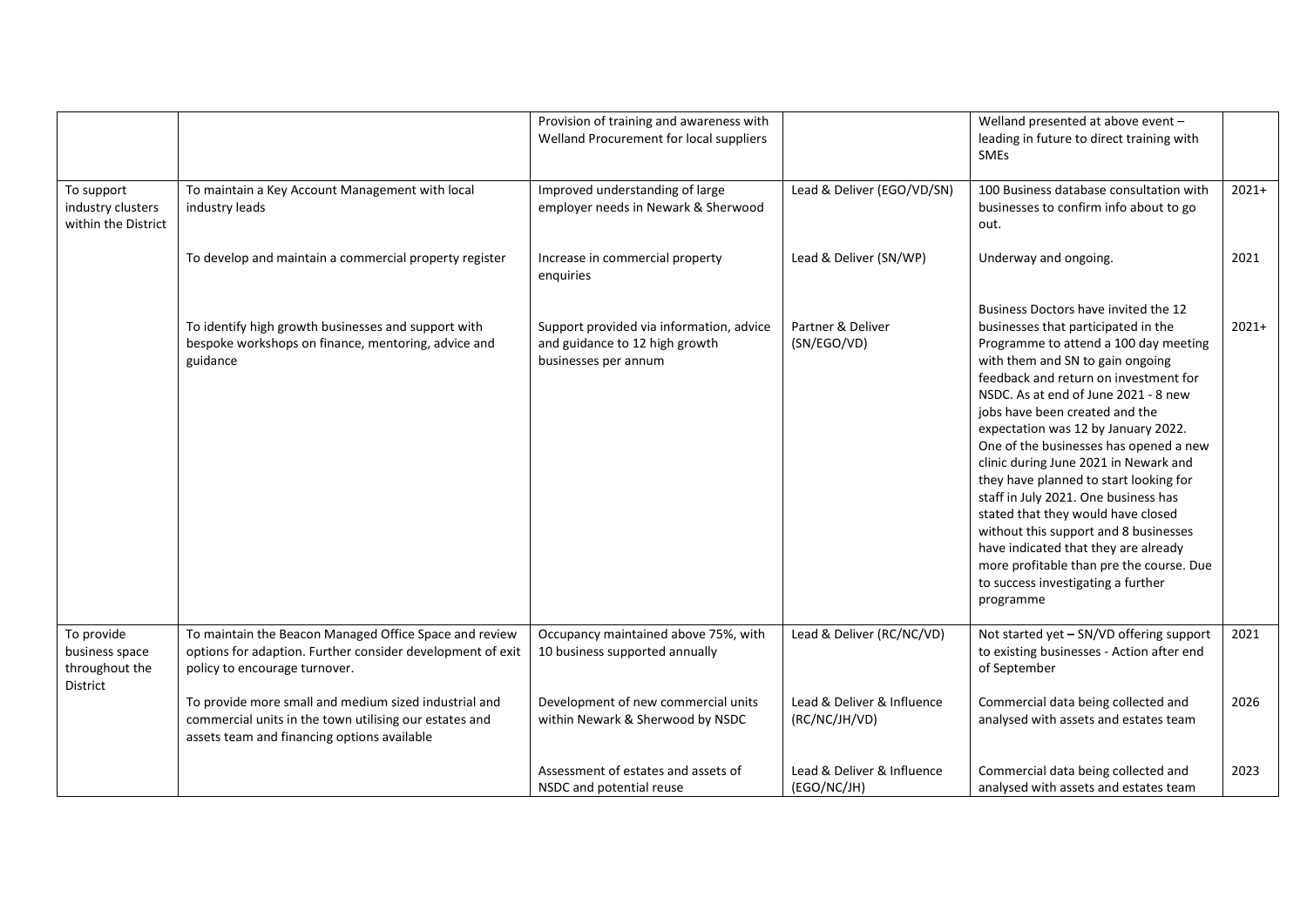| | | | | | |
|---|---|---|---|---|---|
| | | Provision of training and awareness with Welland Procurement for local suppliers | | Welland presented at above event – leading in future to direct training with SMEs | |
| To support industry clusters within the District | To maintain a Key Account Management with local industry leads | Improved understanding of large employer needs in Newark & Sherwood | Lead & Deliver (EGO/VD/SN) | 100 Business database consultation with businesses to confirm info about to go out. | 2021+ |
| | To develop and maintain a commercial property register | Increase in commercial property enquiries | Lead & Deliver (SN/WP) | Underway and ongoing. | 2021 |
| | To identify high growth businesses and support with bespoke workshops on finance, mentoring, advice and guidance | Support provided via information, advice and guidance to 12 high growth businesses per annum | Partner & Deliver (SN/EGO/VD) | Business Doctors have invited the 12 businesses that participated in the Programme to attend a 100 day meeting with them and SN to gain ongoing feedback and return on investment for NSDC. As at end of June 2021 - 8 new jobs have been created and the expectation was 12 by January 2022. One of the businesses has opened a new clinic during June 2021 in Newark and they have planned to start looking for staff in July 2021. One business has stated that they would have closed without this support and 8 businesses have indicated that they are already more profitable than pre the course. Due to success investigating a further programme | 2021+ |
| To provide business space throughout the District | To maintain the Beacon Managed Office Space and review options for adaption. Further consider development of exit policy to encourage turnover. | Occupancy maintained above 75%, with 10 business supported annually | Lead & Deliver (RC/NC/VD) | Not started yet – SN/VD offering support to existing businesses - Action after end of September | 2021 |
| | To provide more small and medium sized industrial and commercial units in the town utilising our estates and assets team and financing options available | Development of new commercial units within Newark & Sherwood by NSDC | Lead & Deliver & Influence (RC/NC/JH/VD) | Commercial data being collected and analysed with assets and estates team | 2026 |
| | | Assessment of estates and assets of NSDC and potential reuse | Lead & Deliver & Influence (EGO/NC/JH) | Commercial data being collected and analysed with assets and estates team | 2023 |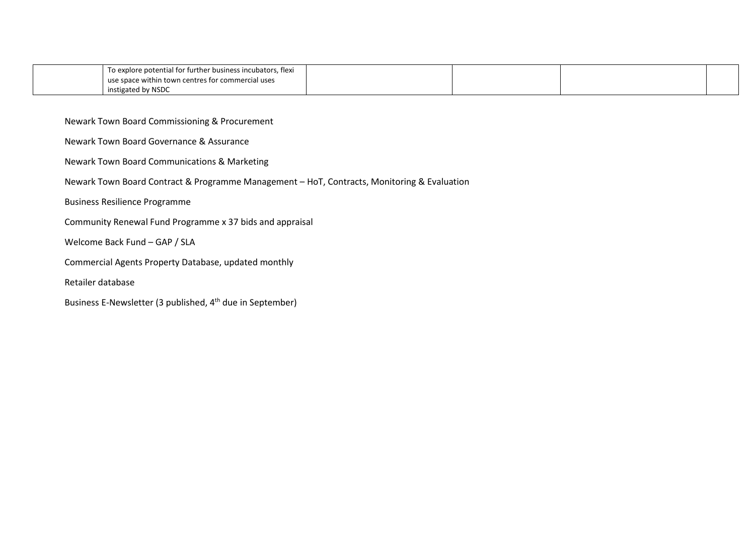| | | | | | |
|---|---|---|---|---|---|
| | To explore potential for further business incubators, flexi use space within town centres for commercial uses instigated by NSDC | | | | |

Newark Town Board Commissioning & Procurement

Newark Town Board Governance & Assurance

Newark Town Board Communications & Marketing

Newark Town Board Contract & Programme Management – HoT, Contracts, Monitoring & Evaluation

Business Resilience Programme

Community Renewal Fund Programme x 37 bids and appraisal

Welcome Back Fund – GAP / SLA

Commercial Agents Property Database, updated monthly

Retailer database

Business E-Newsletter (3 published, 4th due in September)